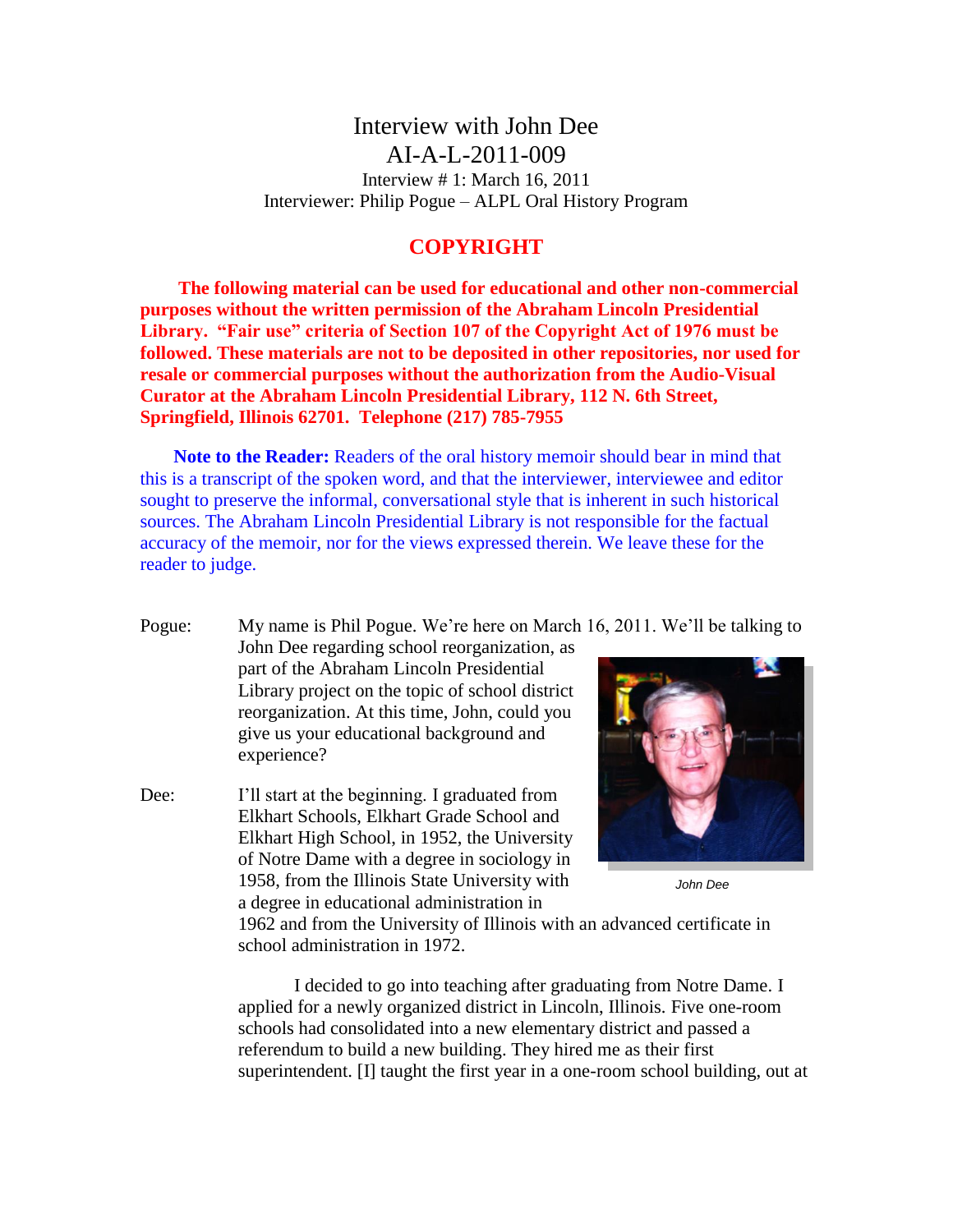# Interview with John Dee

## AI-A-L-2011-009

Interview # 1: March 16, 2011
Interviewer: Philip Pogue – ALPL Oral History Program

## COPYRIGHT

**The following material can be used for educational and other non-commercial purposes without the written permission of the Abraham Lincoln Presidential Library. "Fair use" criteria of Section 107 of the Copyright Act of 1976 must be followed. These materials are not to be deposited in other repositories, nor used for resale or commercial purposes without the authorization from the Audio-Visual Curator at the Abraham Lincoln Presidential Library, 112 N. 6th Street, Springfield, Illinois 62701. Telephone (217) 785-7955**

**Note to the Reader:** Readers of the oral history memoir should bear in mind that this is a transcript of the spoken word, and that the interviewer, interviewee and editor sought to preserve the informal, conversational style that is inherent in such historical sources. The Abraham Lincoln Presidential Library is not responsible for the factual accuracy of the memoir, nor for the views expressed therein. We leave these for the reader to judge.

Pogue: My name is Phil Pogue. We're here on March 16, 2011. We'll be talking to John Dee regarding school reorganization, as part of the Abraham Lincoln Presidential Library project on the topic of school district reorganization. At this time, John, could you give us your educational background and experience?

*John Dee*

Dee: I'll start at the beginning. I graduated from Elkhart Schools, Elkhart Grade School and Elkhart High School, in 1952, the University of Notre Dame with a degree in sociology in 1958, from the Illinois State University with a degree in educational administration in 1962 and from the University of Illinois with an advanced certificate in school administration in 1972.

I decided to go into teaching after graduating from Notre Dame. I applied for a newly organized district in Lincoln, Illinois. Five one-room schools had consolidated into a new elementary district and passed a referendum to build a new building. They hired me as their first superintendent. [I] taught the first year in a one-room school building, out at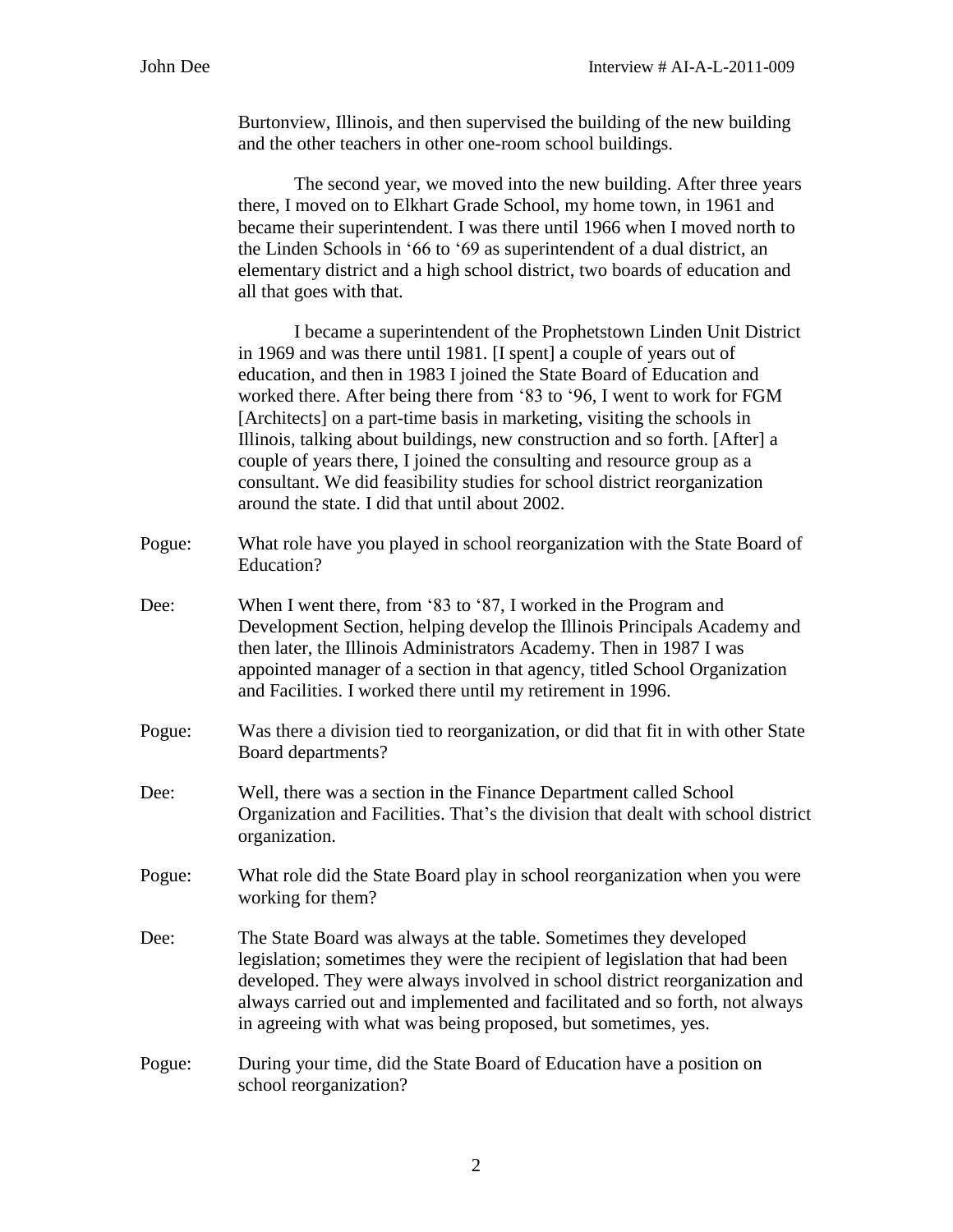Burtonview, Illinois, and then supervised the building of the new building and the other teachers in other one-room school buildings.

The second year, we moved into the new building. After three years there, I moved on to Elkhart Grade School, my home town, in 1961 and became their superintendent. I was there until 1966 when I moved north to the Linden Schools in '66 to '69 as superintendent of a dual district, an elementary district and a high school district, two boards of education and all that goes with that.

I became a superintendent of the Prophetstown Linden Unit District in 1969 and was there until 1981. [I spent] a couple of years out of education, and then in 1983 I joined the State Board of Education and worked there. After being there from '83 to '96, I went to work for FGM [Architects] on a part-time basis in marketing, visiting the schools in Illinois, talking about buildings, new construction and so forth. [After] a couple of years there, I joined the consulting and resource group as a consultant. We did feasibility studies for school district reorganization around the state. I did that until about 2002.

Pogue: What role have you played in school reorganization with the State Board of Education?

Dee: When I went there, from '83 to '87, I worked in the Program and Development Section, helping develop the Illinois Principals Academy and then later, the Illinois Administrators Academy. Then in 1987 I was appointed manager of a section in that agency, titled School Organization and Facilities. I worked there until my retirement in 1996.

Pogue: Was there a division tied to reorganization, or did that fit in with other State Board departments?

Dee: Well, there was a section in the Finance Department called School Organization and Facilities. That's the division that dealt with school district organization.

Pogue: What role did the State Board play in school reorganization when you were working for them?

Dee: The State Board was always at the table. Sometimes they developed legislation; sometimes they were the recipient of legislation that had been developed. They were always involved in school district reorganization and always carried out and implemented and facilitated and so forth, not always in agreeing with what was being proposed, but sometimes, yes.

Pogue: During your time, did the State Board of Education have a position on school reorganization?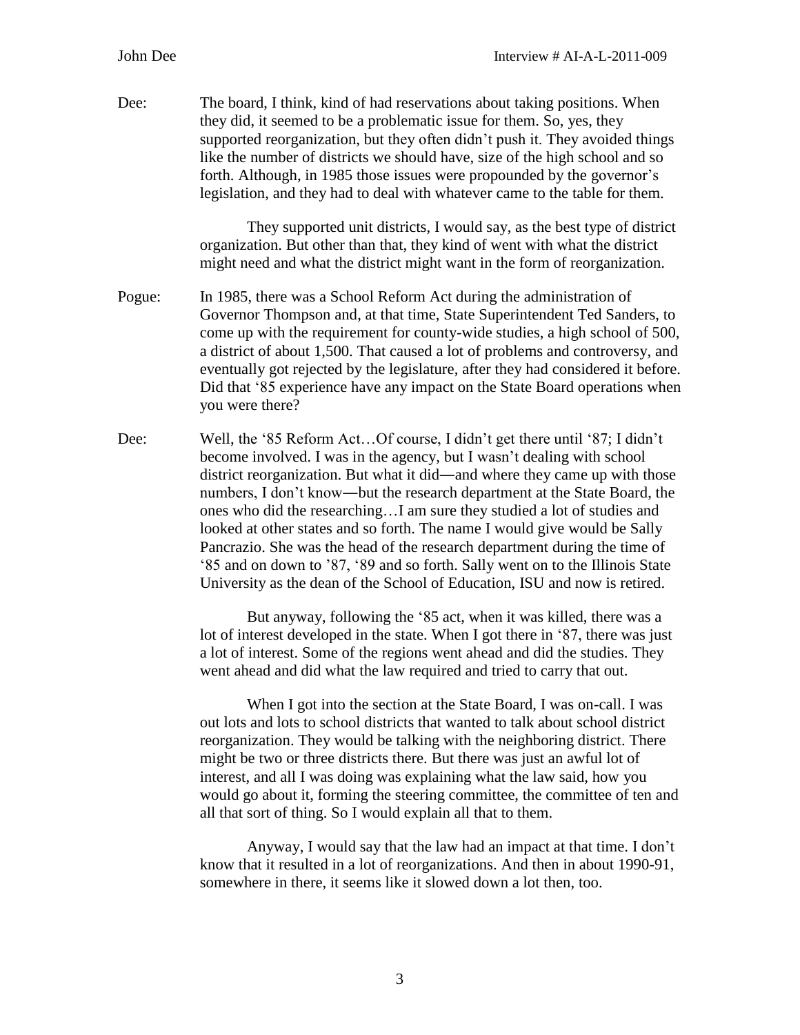Dee: The board, I think, kind of had reservations about taking positions. When they did, it seemed to be a problematic issue for them. So, yes, they supported reorganization, but they often didn't push it. They avoided things like the number of districts we should have, size of the high school and so forth. Although, in 1985 those issues were propounded by the governor's legislation, and they had to deal with whatever came to the table for them.

They supported unit districts, I would say, as the best type of district organization. But other than that, they kind of went with what the district might need and what the district might want in the form of reorganization.

Pogue: In 1985, there was a School Reform Act during the administration of Governor Thompson and, at that time, State Superintendent Ted Sanders, to come up with the requirement for county-wide studies, a high school of 500, a district of about 1,500. That caused a lot of problems and controversy, and eventually got rejected by the legislature, after they had considered it before. Did that '85 experience have any impact on the State Board operations when you were there?

Dee: Well, the '85 Reform Act…Of course, I didn't get there until '87; I didn't become involved. I was in the agency, but I wasn't dealing with school district reorganization. But what it did—and where they came up with those numbers, I don't know—but the research department at the State Board, the ones who did the researching…I am sure they studied a lot of studies and looked at other states and so forth. The name I would give would be Sally Pancrazio. She was the head of the research department during the time of '85 and on down to '87, '89 and so forth. Sally went on to the Illinois State University as the dean of the School of Education, ISU and now is retired.

But anyway, following the '85 act, when it was killed, there was a lot of interest developed in the state. When I got there in '87, there was just a lot of interest. Some of the regions went ahead and did the studies. They went ahead and did what the law required and tried to carry that out.

When I got into the section at the State Board, I was on-call. I was out lots and lots to school districts that wanted to talk about school district reorganization. They would be talking with the neighboring district. There might be two or three districts there. But there was just an awful lot of interest, and all I was doing was explaining what the law said, how you would go about it, forming the steering committee, the committee of ten and all that sort of thing. So I would explain all that to them.

Anyway, I would say that the law had an impact at that time. I don't know that it resulted in a lot of reorganizations. And then in about 1990-91, somewhere in there, it seems like it slowed down a lot then, too.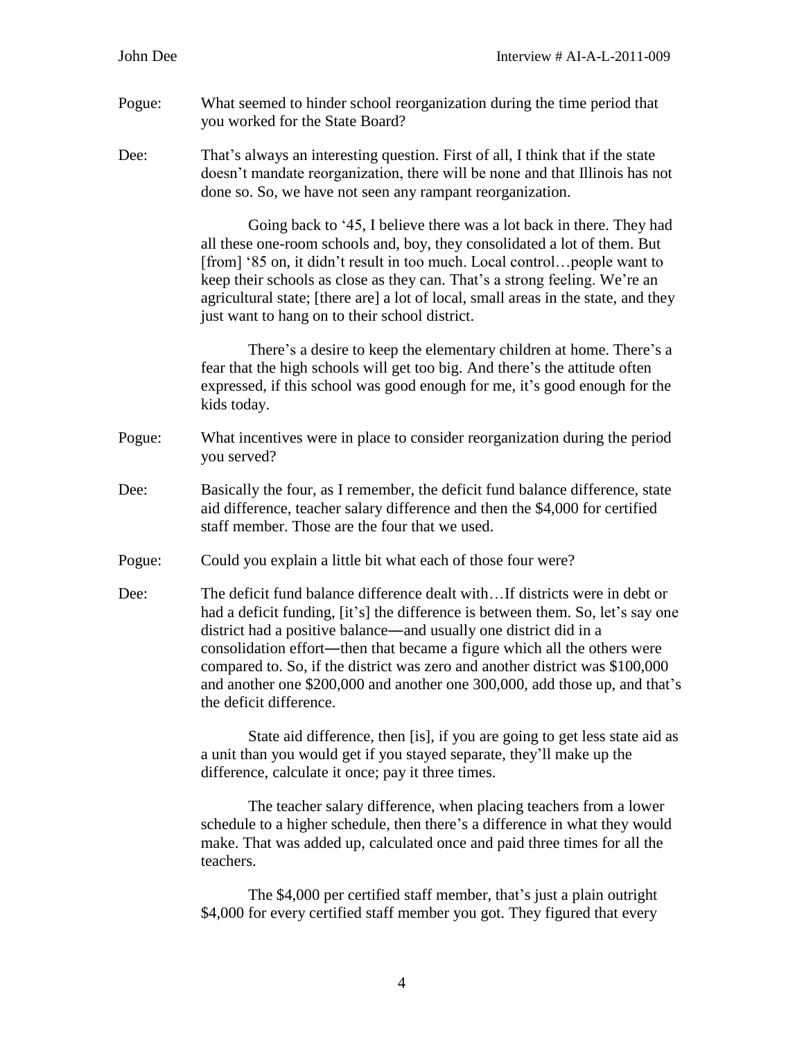Pogue: What seemed to hinder school reorganization during the time period that you worked for the State Board?

Dee: That's always an interesting question. First of all, I think that if the state doesn't mandate reorganization, there will be none and that Illinois has not done so. So, we have not seen any rampant reorganization.

Going back to '45, I believe there was a lot back in there. They had all these one-room schools and, boy, they consolidated a lot of them. But [from] '85 on, it didn't result in too much. Local control…people want to keep their schools as close as they can. That's a strong feeling. We're an agricultural state; [there are] a lot of local, small areas in the state, and they just want to hang on to their school district.

There's a desire to keep the elementary children at home. There's a fear that the high schools will get too big. And there's the attitude often expressed, if this school was good enough for me, it's good enough for the kids today.

Pogue: What incentives were in place to consider reorganization during the period you served?

Dee: Basically the four, as I remember, the deficit fund balance difference, state aid difference, teacher salary difference and then the $4,000 for certified staff member. Those are the four that we used.

Pogue: Could you explain a little bit what each of those four were?

Dee: The deficit fund balance difference dealt with…If districts were in debt or had a deficit funding, [it's] the difference is between them. So, let's say one district had a positive balance—and usually one district did in a consolidation effort—then that became a figure which all the others were compared to. So, if the district was zero and another district was $100,000 and another one $200,000 and another one 300,000, add those up, and that's the deficit difference.

State aid difference, then [is], if you are going to get less state aid as a unit than you would get if you stayed separate, they'll make up the difference, calculate it once; pay it three times.

The teacher salary difference, when placing teachers from a lower schedule to a higher schedule, then there's a difference in what they would make. That was added up, calculated once and paid three times for all the teachers.

The $4,000 per certified staff member, that's just a plain outright $4,000 for every certified staff member you got. They figured that every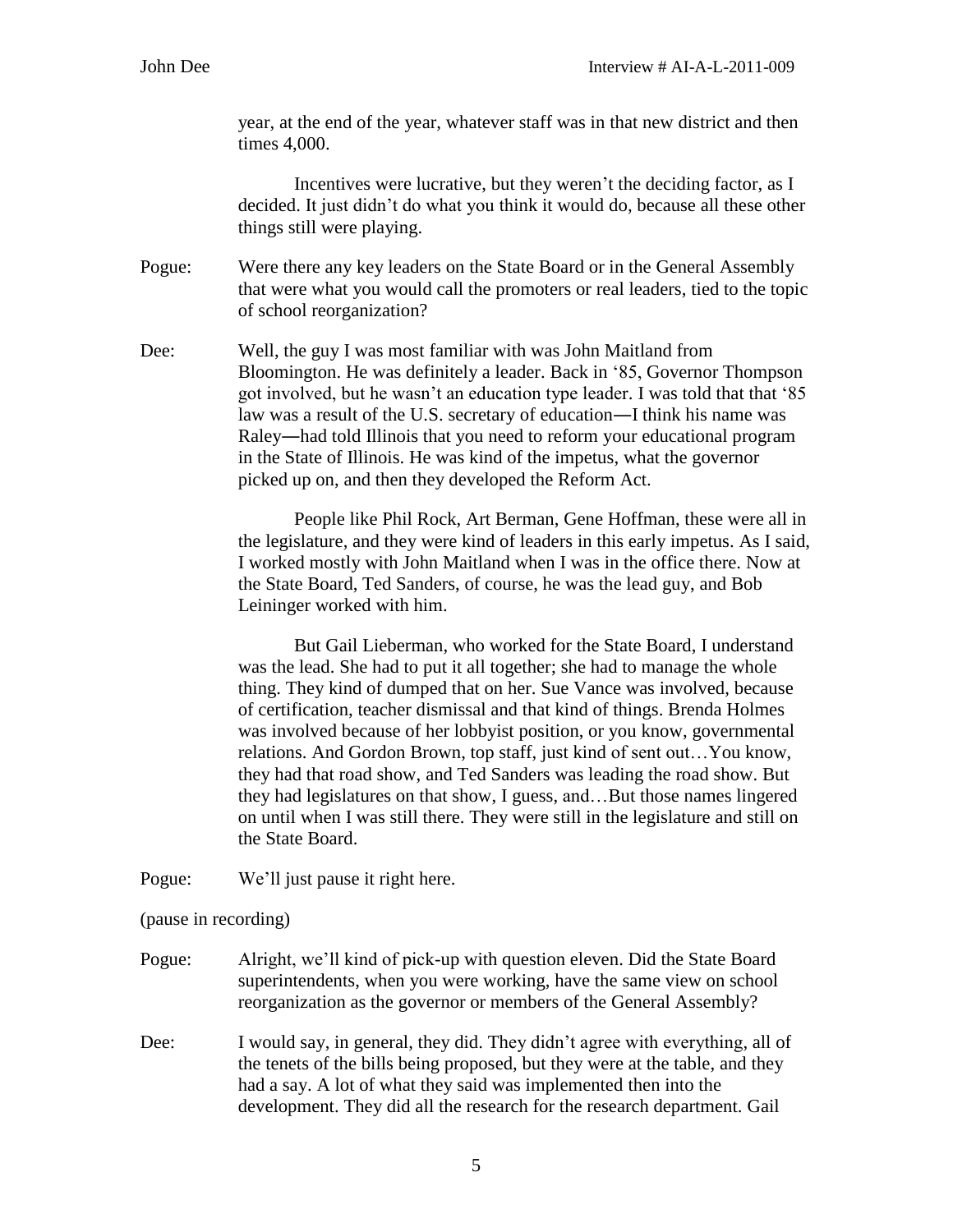year, at the end of the year, whatever staff was in that new district and then times 4,000.

Incentives were lucrative, but they weren't the deciding factor, as I decided. It just didn't do what you think it would do, because all these other things still were playing.

Pogue: Were there any key leaders on the State Board or in the General Assembly that were what you would call the promoters or real leaders, tied to the topic of school reorganization?

Dee: Well, the guy I was most familiar with was John Maitland from Bloomington. He was definitely a leader. Back in '85, Governor Thompson got involved, but he wasn't an education type leader. I was told that that '85 law was a result of the U.S. secretary of education―I think his name was Raley―had told Illinois that you need to reform your educational program in the State of Illinois. He was kind of the impetus, what the governor picked up on, and then they developed the Reform Act.

People like Phil Rock, Art Berman, Gene Hoffman, these were all in the legislature, and they were kind of leaders in this early impetus. As I said, I worked mostly with John Maitland when I was in the office there. Now at the State Board, Ted Sanders, of course, he was the lead guy, and Bob Leininger worked with him.

But Gail Lieberman, who worked for the State Board, I understand was the lead. She had to put it all together; she had to manage the whole thing. They kind of dumped that on her. Sue Vance was involved, because of certification, teacher dismissal and that kind of things. Brenda Holmes was involved because of her lobbyist position, or you know, governmental relations. And Gordon Brown, top staff, just kind of sent out…You know, they had that road show, and Ted Sanders was leading the road show. But they had legislatures on that show, I guess, and…But those names lingered on until when I was still there. They were still in the legislature and still on the State Board.

Pogue: We'll just pause it right here.

(pause in recording)

Pogue: Alright, we'll kind of pick-up with question eleven. Did the State Board superintendents, when you were working, have the same view on school reorganization as the governor or members of the General Assembly?

Dee: I would say, in general, they did. They didn't agree with everything, all of the tenets of the bills being proposed, but they were at the table, and they had a say. A lot of what they said was implemented then into the development. They did all the research for the research department. Gail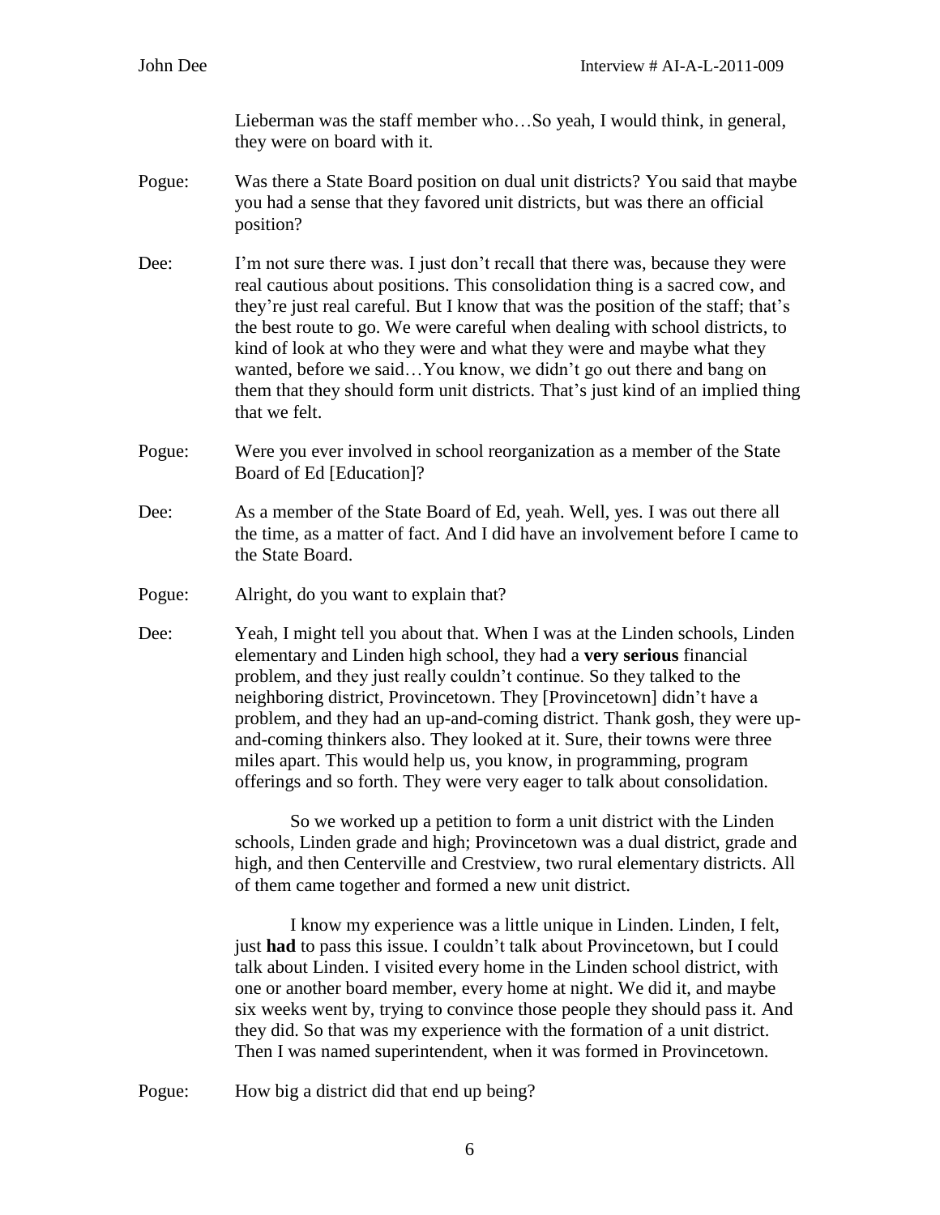Lieberman was the staff member who…So yeah, I would think, in general, they were on board with it.

Pogue: Was there a State Board position on dual unit districts? You said that maybe you had a sense that they favored unit districts, but was there an official position?

Dee: I'm not sure there was. I just don't recall that there was, because they were real cautious about positions. This consolidation thing is a sacred cow, and they're just real careful. But I know that was the position of the staff; that's the best route to go. We were careful when dealing with school districts, to kind of look at who they were and what they were and maybe what they wanted, before we said…You know, we didn't go out there and bang on them that they should form unit districts. That's just kind of an implied thing that we felt.

Pogue: Were you ever involved in school reorganization as a member of the State Board of Ed [Education]?

Dee: As a member of the State Board of Ed, yeah. Well, yes. I was out there all the time, as a matter of fact. And I did have an involvement before I came to the State Board.

Pogue: Alright, do you want to explain that?

Dee: Yeah, I might tell you about that. When I was at the Linden schools, Linden elementary and Linden high school, they had a **very serious** financial problem, and they just really couldn't continue. So they talked to the neighboring district, Provincetown. They [Provincetown] didn't have a problem, and they had an up-and-coming district. Thank gosh, they were up-and-coming thinkers also. They looked at it. Sure, their towns were three miles apart. This would help us, you know, in programming, program offerings and so forth. They were very eager to talk about consolidation.

So we worked up a petition to form a unit district with the Linden schools, Linden grade and high; Provincetown was a dual district, grade and high, and then Centerville and Crestview, two rural elementary districts. All of them came together and formed a new unit district.

I know my experience was a little unique in Linden. Linden, I felt, just **had** to pass this issue. I couldn't talk about Provincetown, but I could talk about Linden. I visited every home in the Linden school district, with one or another board member, every home at night. We did it, and maybe six weeks went by, trying to convince those people they should pass it. And they did. So that was my experience with the formation of a unit district. Then I was named superintendent, when it was formed in Provincetown.

Pogue: How big a district did that end up being?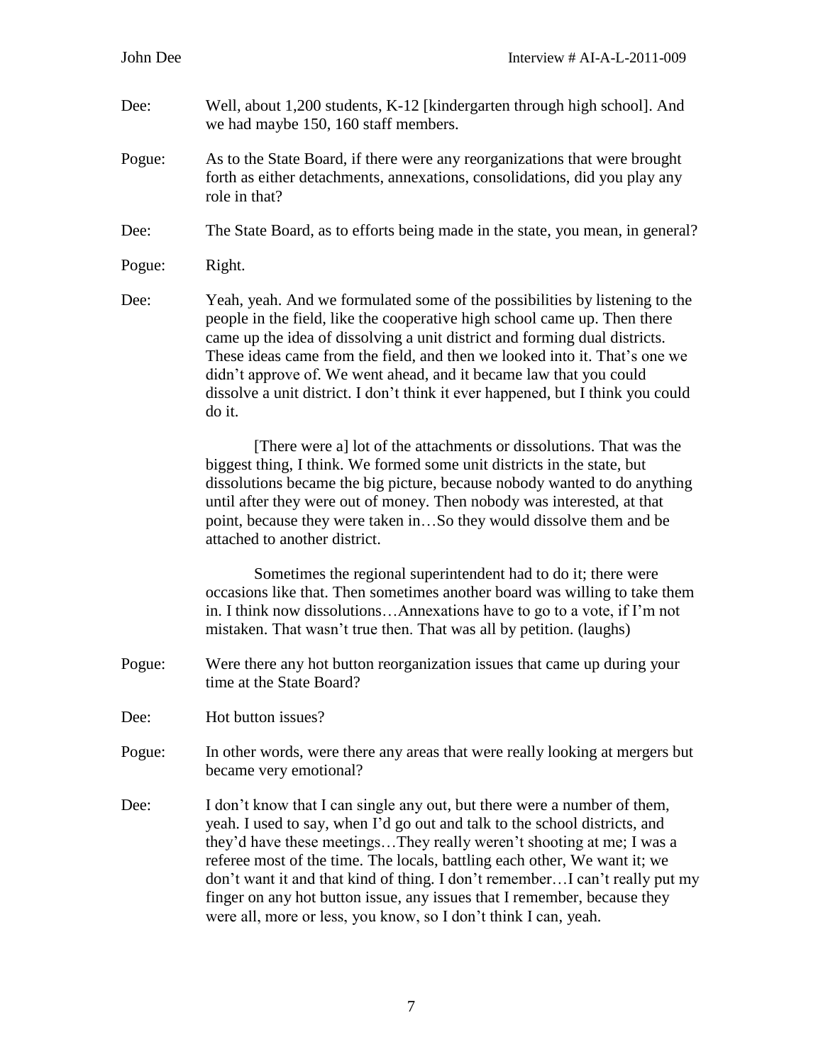Dee: Well, about 1,200 students, K-12 [kindergarten through high school]. And we had maybe 150, 160 staff members.

Pogue: As to the State Board, if there were any reorganizations that were brought forth as either detachments, annexations, consolidations, did you play any role in that?

Dee: The State Board, as to efforts being made in the state, you mean, in general?

Pogue: Right.

Dee: Yeah, yeah. And we formulated some of the possibilities by listening to the people in the field, like the cooperative high school came up. Then there came up the idea of dissolving a unit district and forming dual districts. These ideas came from the field, and then we looked into it. That's one we didn't approve of. We went ahead, and it became law that you could dissolve a unit district. I don't think it ever happened, but I think you could do it.

[There were a] lot of the attachments or dissolutions. That was the biggest thing, I think. We formed some unit districts in the state, but dissolutions became the big picture, because nobody wanted to do anything until after they were out of money. Then nobody was interested, at that point, because they were taken in…So they would dissolve them and be attached to another district.

Sometimes the regional superintendent had to do it; there were occasions like that. Then sometimes another board was willing to take them in. I think now dissolutions…Annexations have to go to a vote, if I'm not mistaken. That wasn't true then. That was all by petition. (laughs)

Pogue: Were there any hot button reorganization issues that came up during your time at the State Board?

Dee: Hot button issues?

Pogue: In other words, were there any areas that were really looking at mergers but became very emotional?

Dee: I don't know that I can single any out, but there were a number of them, yeah. I used to say, when I'd go out and talk to the school districts, and they'd have these meetings…They really weren't shooting at me; I was a referee most of the time. The locals, battling each other, We want it; we don't want it and that kind of thing. I don't remember…I can't really put my finger on any hot button issue, any issues that I remember, because they were all, more or less, you know, so I don't think I can, yeah.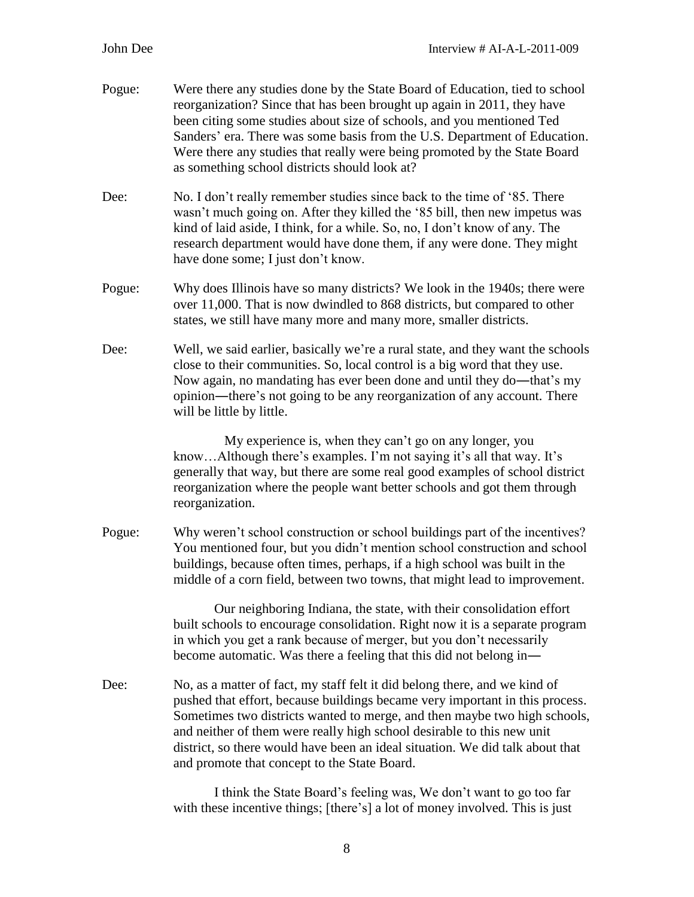Pogue: Were there any studies done by the State Board of Education, tied to school reorganization? Since that has been brought up again in 2011, they have been citing some studies about size of schools, and you mentioned Ted Sanders' era. There was some basis from the U.S. Department of Education. Were there any studies that really were being promoted by the State Board as something school districts should look at?

Dee: No. I don't really remember studies since back to the time of '85. There wasn't much going on. After they killed the '85 bill, then new impetus was kind of laid aside, I think, for a while. So, no, I don't know of any. The research department would have done them, if any were done. They might have done some; I just don't know.

Pogue: Why does Illinois have so many districts? We look in the 1940s; there were over 11,000. That is now dwindled to 868 districts, but compared to other states, we still have many more and many more, smaller districts.

Dee: Well, we said earlier, basically we're a rural state, and they want the schools close to their communities. So, local control is a big word that they use. Now again, no mandating has ever been done and until they do—that's my opinion—there's not going to be any reorganization of any account. There will be little by little.

My experience is, when they can't go on any longer, you know…Although there's examples. I'm not saying it's all that way. It's generally that way, but there are some real good examples of school district reorganization where the people want better schools and got them through reorganization.

Pogue: Why weren't school construction or school buildings part of the incentives? You mentioned four, but you didn't mention school construction and school buildings, because often times, perhaps, if a high school was built in the middle of a corn field, between two towns, that might lead to improvement.

Our neighboring Indiana, the state, with their consolidation effort built schools to encourage consolidation. Right now it is a separate program in which you get a rank because of merger, but you don't necessarily become automatic. Was there a feeling that this did not belong in—

Dee: No, as a matter of fact, my staff felt it did belong there, and we kind of pushed that effort, because buildings became very important in this process. Sometimes two districts wanted to merge, and then maybe two high schools, and neither of them were really high school desirable to this new unit district, so there would have been an ideal situation. We did talk about that and promote that concept to the State Board.

I think the State Board's feeling was, We don't want to go too far with these incentive things; [there's] a lot of money involved. This is just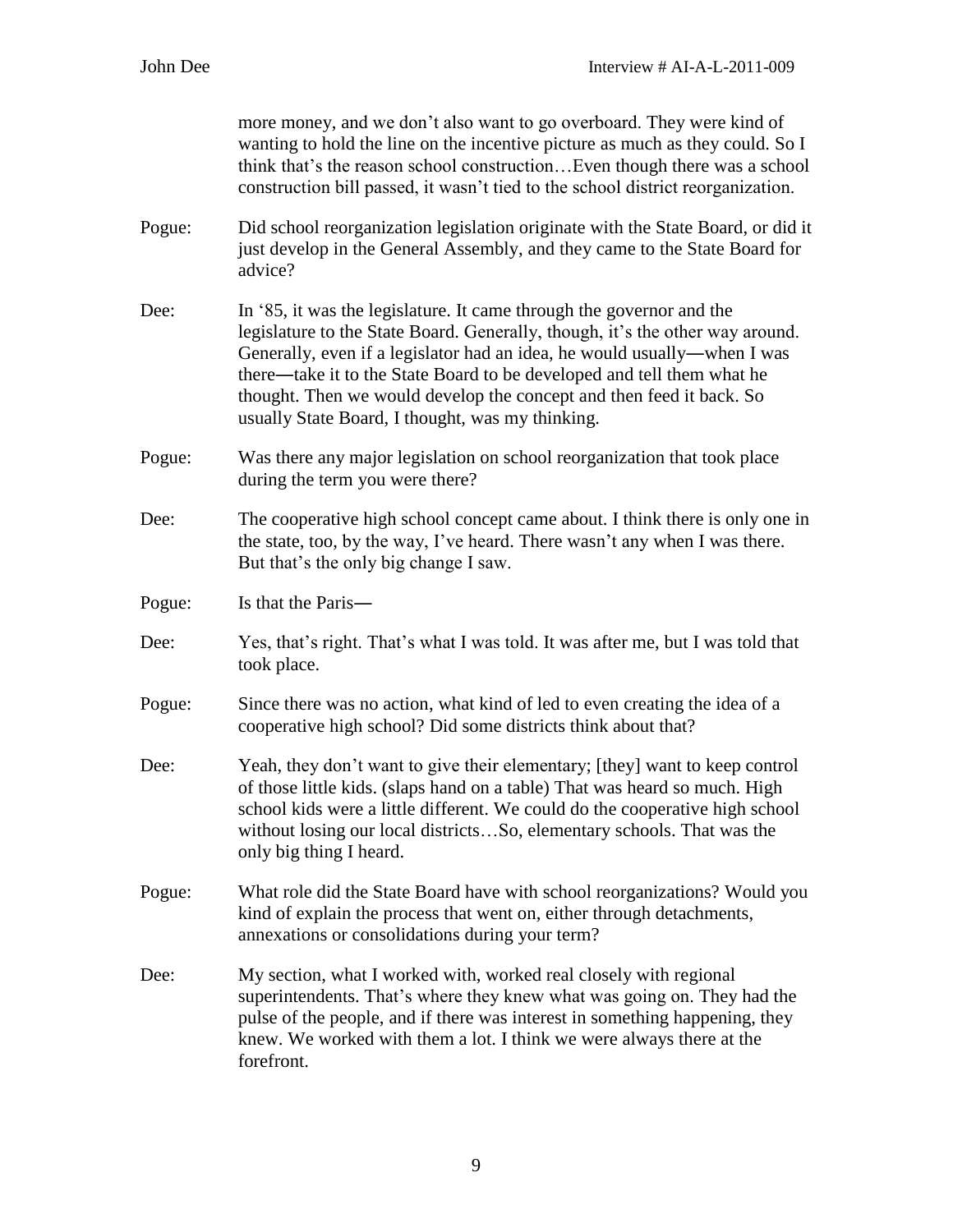more money, and we don't also want to go overboard. They were kind of wanting to hold the line on the incentive picture as much as they could. So I think that's the reason school construction…Even though there was a school construction bill passed, it wasn't tied to the school district reorganization.

Pogue: Did school reorganization legislation originate with the State Board, or did it just develop in the General Assembly, and they came to the State Board for advice?

Dee: In '85, it was the legislature. It came through the governor and the legislature to the State Board. Generally, though, it's the other way around. Generally, even if a legislator had an idea, he would usually—when I was there—take it to the State Board to be developed and tell them what he thought. Then we would develop the concept and then feed it back. So usually State Board, I thought, was my thinking.

Pogue: Was there any major legislation on school reorganization that took place during the term you were there?

Dee: The cooperative high school concept came about. I think there is only one in the state, too, by the way, I've heard. There wasn't any when I was there. But that's the only big change I saw.

Pogue: Is that the Paris—

Dee: Yes, that's right. That's what I was told. It was after me, but I was told that took place.

Pogue: Since there was no action, what kind of led to even creating the idea of a cooperative high school? Did some districts think about that?

Dee: Yeah, they don't want to give their elementary; [they] want to keep control of those little kids. (slaps hand on a table) That was heard so much. High school kids were a little different. We could do the cooperative high school without losing our local districts…So, elementary schools. That was the only big thing I heard.

Pogue: What role did the State Board have with school reorganizations? Would you kind of explain the process that went on, either through detachments, annexations or consolidations during your term?

Dee: My section, what I worked with, worked real closely with regional superintendents. That's where they knew what was going on. They had the pulse of the people, and if there was interest in something happening, they knew. We worked with them a lot. I think we were always there at the forefront.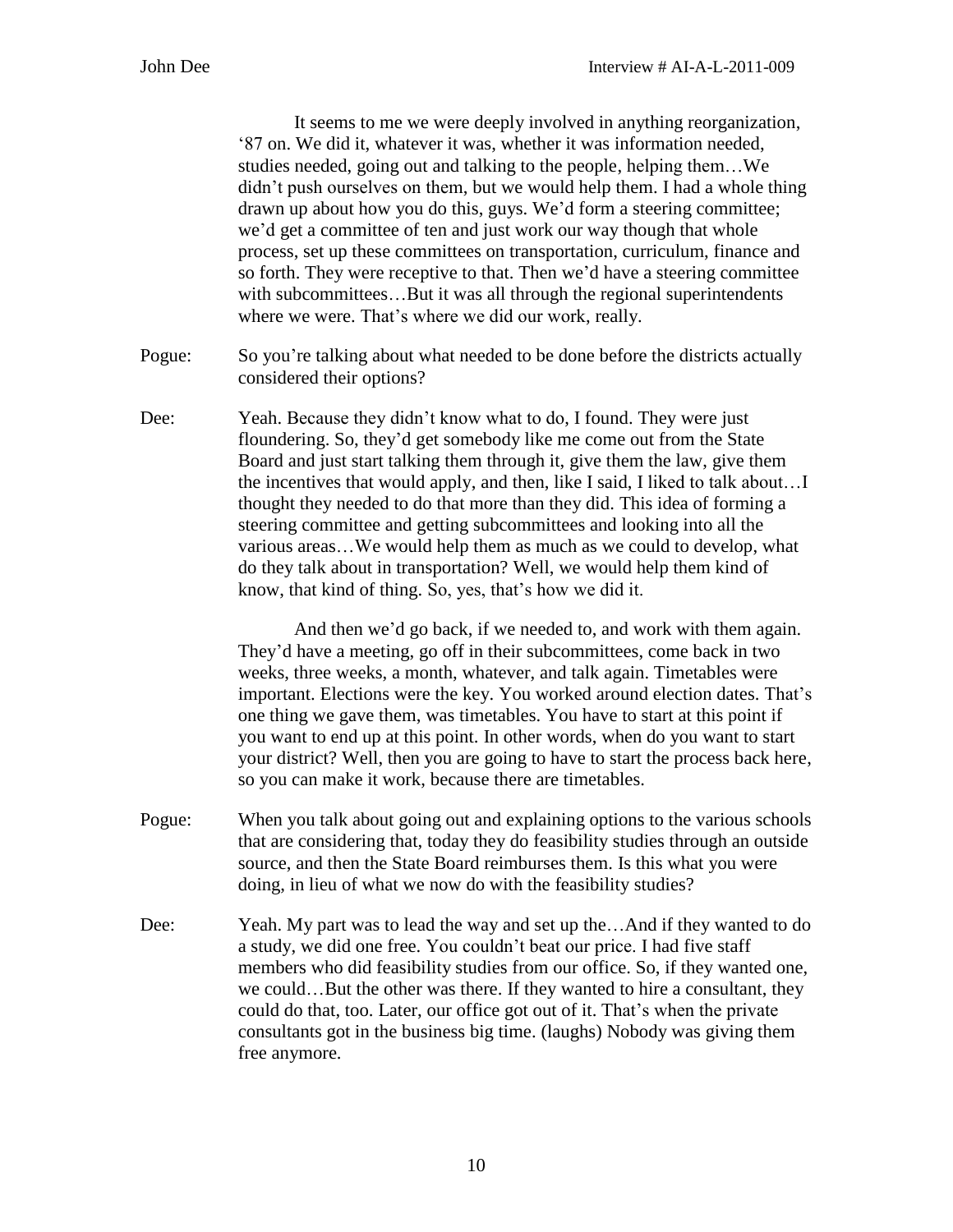It seems to me we were deeply involved in anything reorganization, '87 on. We did it, whatever it was, whether it was information needed, studies needed, going out and talking to the people, helping them…We didn't push ourselves on them, but we would help them. I had a whole thing drawn up about how you do this, guys. We'd form a steering committee; we'd get a committee of ten and just work our way though that whole process, set up these committees on transportation, curriculum, finance and so forth. They were receptive to that. Then we'd have a steering committee with subcommittees…But it was all through the regional superintendents where we were. That's where we did our work, really.

Pogue: So you're talking about what needed to be done before the districts actually considered their options?

Dee: Yeah. Because they didn't know what to do, I found. They were just floundering. So, they'd get somebody like me come out from the State Board and just start talking them through it, give them the law, give them the incentives that would apply, and then, like I said, I liked to talk about…I thought they needed to do that more than they did. This idea of forming a steering committee and getting subcommittees and looking into all the various areas…We would help them as much as we could to develop, what do they talk about in transportation? Well, we would help them kind of know, that kind of thing. So, yes, that's how we did it.

And then we'd go back, if we needed to, and work with them again. They'd have a meeting, go off in their subcommittees, come back in two weeks, three weeks, a month, whatever, and talk again. Timetables were important. Elections were the key. You worked around election dates. That's one thing we gave them, was timetables. You have to start at this point if you want to end up at this point. In other words, when do you want to start your district? Well, then you are going to have to start the process back here, so you can make it work, because there are timetables.

Pogue: When you talk about going out and explaining options to the various schools that are considering that, today they do feasibility studies through an outside source, and then the State Board reimburses them. Is this what you were doing, in lieu of what we now do with the feasibility studies?

Dee: Yeah. My part was to lead the way and set up the…And if they wanted to do a study, we did one free. You couldn't beat our price. I had five staff members who did feasibility studies from our office. So, if they wanted one, we could…But the other was there. If they wanted to hire a consultant, they could do that, too. Later, our office got out of it. That's when the private consultants got in the business big time. (laughs) Nobody was giving them free anymore.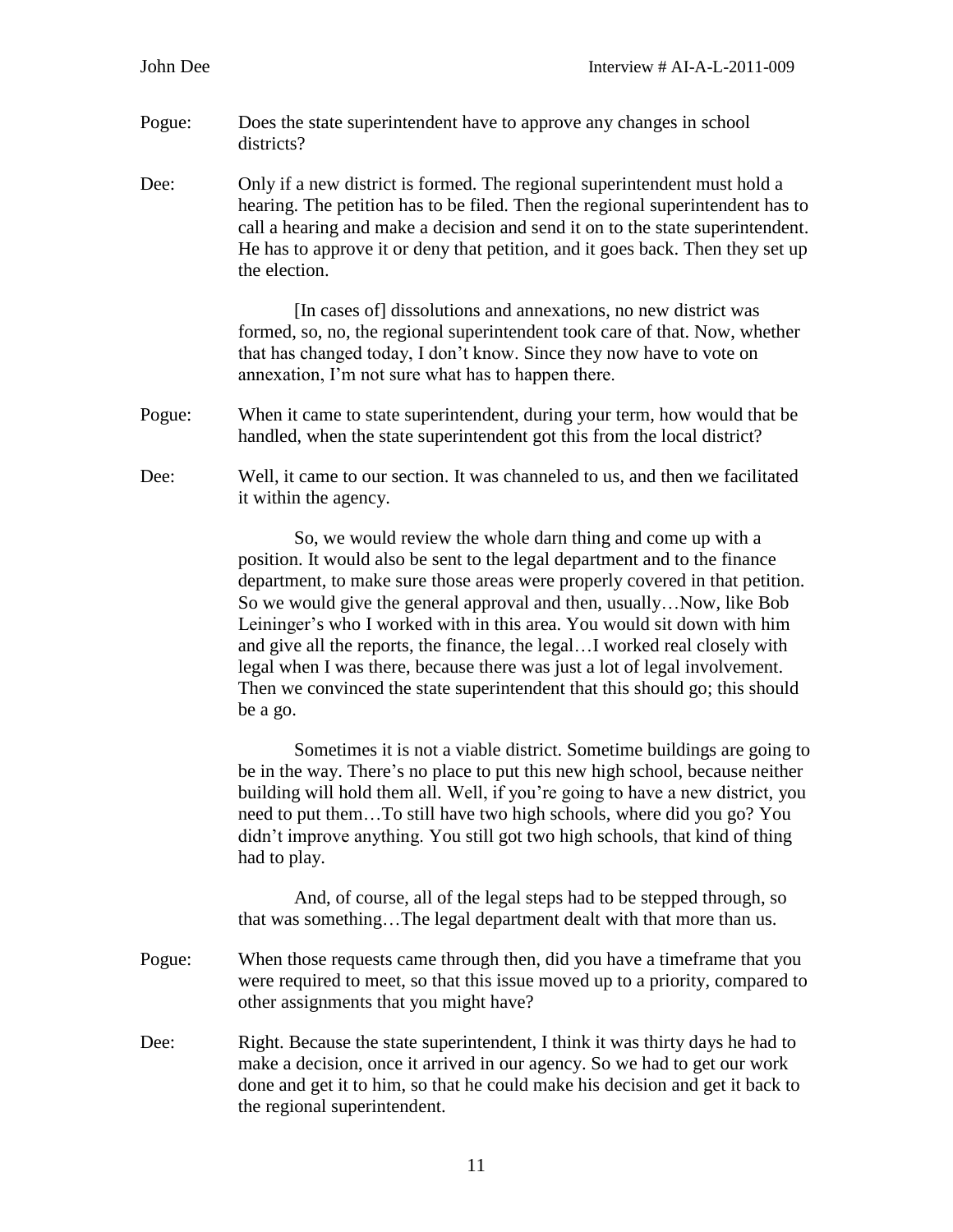Pogue: Does the state superintendent have to approve any changes in school districts?

Dee: Only if a new district is formed. The regional superintendent must hold a hearing. The petition has to be filed. Then the regional superintendent has to call a hearing and make a decision and send it on to the state superintendent. He has to approve it or deny that petition, and it goes back. Then they set up the election.

[In cases of] dissolutions and annexations, no new district was formed, so, no, the regional superintendent took care of that. Now, whether that has changed today, I don't know. Since they now have to vote on annexation, I'm not sure what has to happen there.

Pogue: When it came to state superintendent, during your term, how would that be handled, when the state superintendent got this from the local district?

Dee: Well, it came to our section. It was channeled to us, and then we facilitated it within the agency.

So, we would review the whole darn thing and come up with a position. It would also be sent to the legal department and to the finance department, to make sure those areas were properly covered in that petition. So we would give the general approval and then, usually…Now, like Bob Leininger's who I worked with in this area. You would sit down with him and give all the reports, the finance, the legal…I worked real closely with legal when I was there, because there was just a lot of legal involvement. Then we convinced the state superintendent that this should go; this should be a go.

Sometimes it is not a viable district. Sometime buildings are going to be in the way. There's no place to put this new high school, because neither building will hold them all. Well, if you're going to have a new district, you need to put them…To still have two high schools, where did you go? You didn't improve anything. You still got two high schools, that kind of thing had to play.

And, of course, all of the legal steps had to be stepped through, so that was something…The legal department dealt with that more than us.

Pogue: When those requests came through then, did you have a timeframe that you were required to meet, so that this issue moved up to a priority, compared to other assignments that you might have?

Dee: Right. Because the state superintendent, I think it was thirty days he had to make a decision, once it arrived in our agency. So we had to get our work done and get it to him, so that he could make his decision and get it back to the regional superintendent.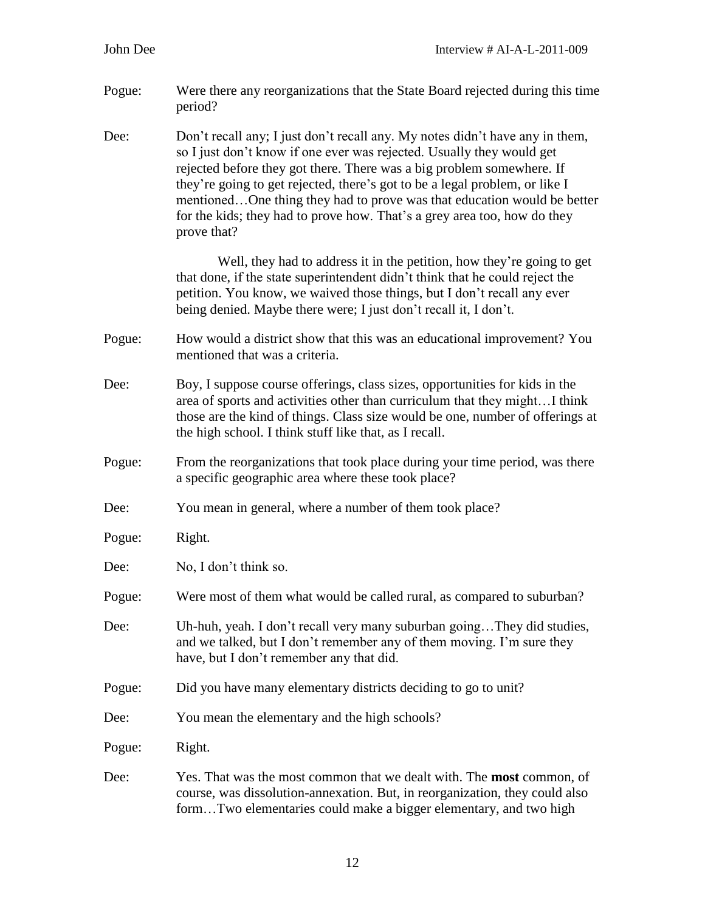Pogue: Were there any reorganizations that the State Board rejected during this time period?

Dee: Don't recall any; I just don't recall any. My notes didn't have any in them, so I just don't know if one ever was rejected. Usually they would get rejected before they got there. There was a big problem somewhere. If they're going to get rejected, there's got to be a legal problem, or like I mentioned…One thing they had to prove was that education would be better for the kids; they had to prove how. That's a grey area too, how do they prove that?

Well, they had to address it in the petition, how they're going to get that done, if the state superintendent didn't think that he could reject the petition. You know, we waived those things, but I don't recall any ever being denied. Maybe there were; I just don't recall it, I don't.

Pogue: How would a district show that this was an educational improvement? You mentioned that was a criteria.

Dee: Boy, I suppose course offerings, class sizes, opportunities for kids in the area of sports and activities other than curriculum that they might…I think those are the kind of things. Class size would be one, number of offerings at the high school. I think stuff like that, as I recall.

Pogue: From the reorganizations that took place during your time period, was there a specific geographic area where these took place?

Dee: You mean in general, where a number of them took place?

Pogue: Right.

Dee: No, I don't think so.

Pogue: Were most of them what would be called rural, as compared to suburban?

Dee: Uh-huh, yeah. I don't recall very many suburban going…They did studies, and we talked, but I don't remember any of them moving. I'm sure they have, but I don't remember any that did.

Pogue: Did you have many elementary districts deciding to go to unit?

Dee: You mean the elementary and the high schools?

Pogue: Right.

Dee: Yes. That was the most common that we dealt with. The **most** common, of course, was dissolution-annexation. But, in reorganization, they could also form…Two elementaries could make a bigger elementary, and two high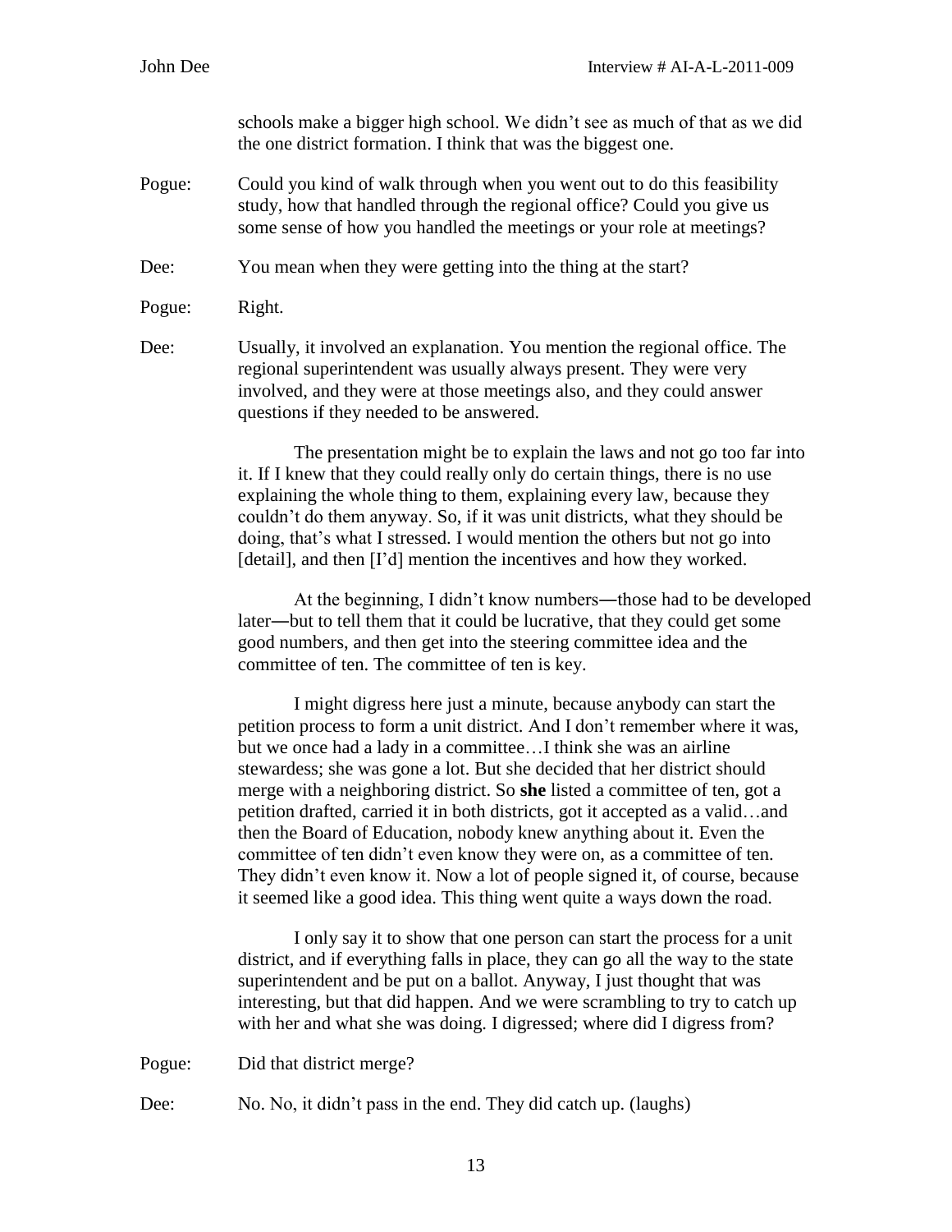schools make a bigger high school. We didn't see as much of that as we did the one district formation. I think that was the biggest one.

Pogue: Could you kind of walk through when you went out to do this feasibility study, how that handled through the regional office? Could you give us some sense of how you handled the meetings or your role at meetings?

Dee: You mean when they were getting into the thing at the start?

Pogue: Right.

Dee: Usually, it involved an explanation. You mention the regional office. The regional superintendent was usually always present. They were very involved, and they were at those meetings also, and they could answer questions if they needed to be answered.

The presentation might be to explain the laws and not go too far into it. If I knew that they could really only do certain things, there is no use explaining the whole thing to them, explaining every law, because they couldn't do them anyway. So, if it was unit districts, what they should be doing, that's what I stressed. I would mention the others but not go into [detail], and then [I'd] mention the incentives and how they worked.

At the beginning, I didn't know numbers—those had to be developed later—but to tell them that it could be lucrative, that they could get some good numbers, and then get into the steering committee idea and the committee of ten. The committee of ten is key.

I might digress here just a minute, because anybody can start the petition process to form a unit district. And I don't remember where it was, but we once had a lady in a committee…I think she was an airline stewardess; she was gone a lot. But she decided that her district should merge with a neighboring district. So **she** listed a committee of ten, got a petition drafted, carried it in both districts, got it accepted as a valid…and then the Board of Education, nobody knew anything about it. Even the committee of ten didn't even know they were on, as a committee of ten. They didn't even know it. Now a lot of people signed it, of course, because it seemed like a good idea. This thing went quite a ways down the road.

I only say it to show that one person can start the process for a unit district, and if everything falls in place, they can go all the way to the state superintendent and be put on a ballot. Anyway, I just thought that was interesting, but that did happen. And we were scrambling to try to catch up with her and what she was doing. I digressed; where did I digress from?

Pogue: Did that district merge?

Dee: No. No, it didn't pass in the end. They did catch up. (laughs)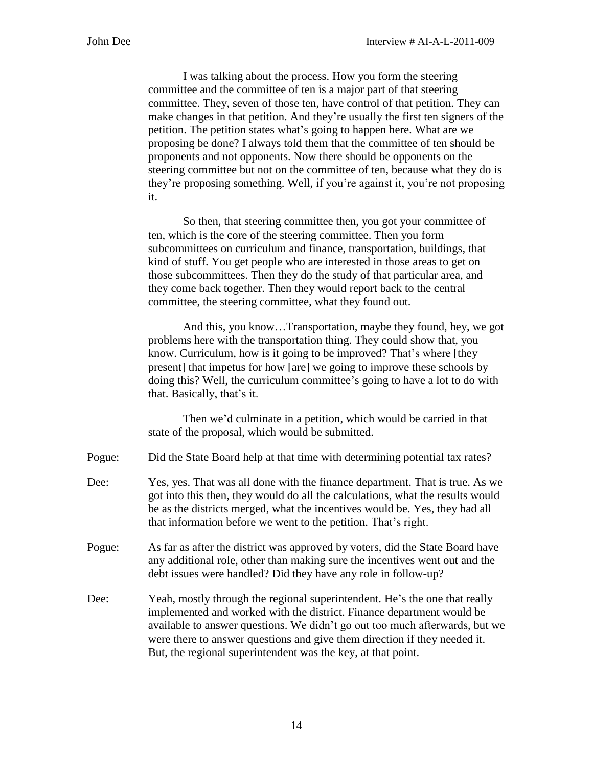I was talking about the process. How you form the steering committee and the committee of ten is a major part of that steering committee. They, seven of those ten, have control of that petition. They can make changes in that petition. And they're usually the first ten signers of the petition. The petition states what's going to happen here. What are we proposing be done? I always told them that the committee of ten should be proponents and not opponents. Now there should be opponents on the steering committee but not on the committee of ten, because what they do is they're proposing something. Well, if you're against it, you're not proposing it.

So then, that steering committee then, you got your committee of ten, which is the core of the steering committee. Then you form subcommittees on curriculum and finance, transportation, buildings, that kind of stuff. You get people who are interested in those areas to get on those subcommittees. Then they do the study of that particular area, and they come back together. Then they would report back to the central committee, the steering committee, what they found out.

And this, you know…Transportation, maybe they found, hey, we got problems here with the transportation thing. They could show that, you know. Curriculum, how is it going to be improved? That's where [they present] that impetus for how [are] we going to improve these schools by doing this? Well, the curriculum committee's going to have a lot to do with that. Basically, that's it.

Then we'd culminate in a petition, which would be carried in that state of the proposal, which would be submitted.

**Pogue:** Did the State Board help at that time with determining potential tax rates?

**Dee:** Yes, yes. That was all done with the finance department. That is true. As we got into this then, they would do all the calculations, what the results would be as the districts merged, what the incentives would be. Yes, they had all that information before we went to the petition. That's right.

**Pogue:** As far as after the district was approved by voters, did the State Board have any additional role, other than making sure the incentives went out and the debt issues were handled? Did they have any role in follow-up?

**Dee:** Yeah, mostly through the regional superintendent. He's the one that really implemented and worked with the district. Finance department would be available to answer questions. We didn't go out too much afterwards, but we were there to answer questions and give them direction if they needed it. But, the regional superintendent was the key, at that point.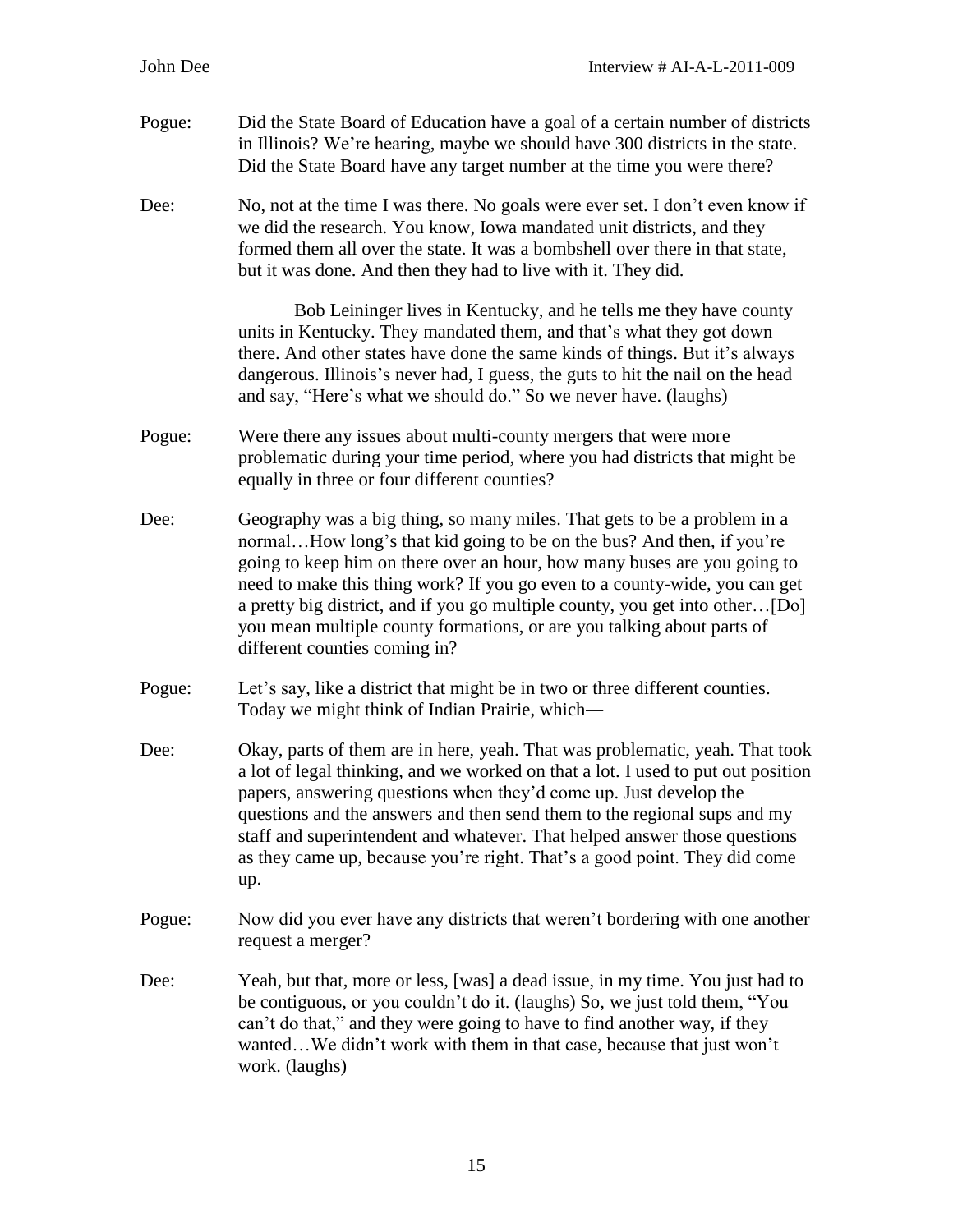Pogue: Did the State Board of Education have a goal of a certain number of districts in Illinois? We're hearing, maybe we should have 300 districts in the state. Did the State Board have any target number at the time you were there?

Dee: No, not at the time I was there. No goals were ever set. I don't even know if we did the research. You know, Iowa mandated unit districts, and they formed them all over the state. It was a bombshell over there in that state, but it was done. And then they had to live with it. They did.

Bob Leininger lives in Kentucky, and he tells me they have county units in Kentucky. They mandated them, and that's what they got down there. And other states have done the same kinds of things. But it's always dangerous. Illinois's never had, I guess, the guts to hit the nail on the head and say, "Here's what we should do." So we never have. (laughs)

Pogue: Were there any issues about multi-county mergers that were more problematic during your time period, where you had districts that might be equally in three or four different counties?

Dee: Geography was a big thing, so many miles. That gets to be a problem in a normal…How long's that kid going to be on the bus? And then, if you're going to keep him on there over an hour, how many buses are you going to need to make this thing work? If you go even to a county-wide, you can get a pretty big district, and if you go multiple county, you get into other…[Do] you mean multiple county formations, or are you talking about parts of different counties coming in?

Pogue: Let's say, like a district that might be in two or three different counties. Today we might think of Indian Prairie, which—

Dee: Okay, parts of them are in here, yeah. That was problematic, yeah. That took a lot of legal thinking, and we worked on that a lot. I used to put out position papers, answering questions when they'd come up. Just develop the questions and the answers and then send them to the regional sups and my staff and superintendent and whatever. That helped answer those questions as they came up, because you're right. That's a good point. They did come up.

Pogue: Now did you ever have any districts that weren't bordering with one another request a merger?

Dee: Yeah, but that, more or less, [was] a dead issue, in my time. You just had to be contiguous, or you couldn't do it. (laughs) So, we just told them, "You can't do that," and they were going to have to find another way, if they wanted…We didn't work with them in that case, because that just won't work. (laughs)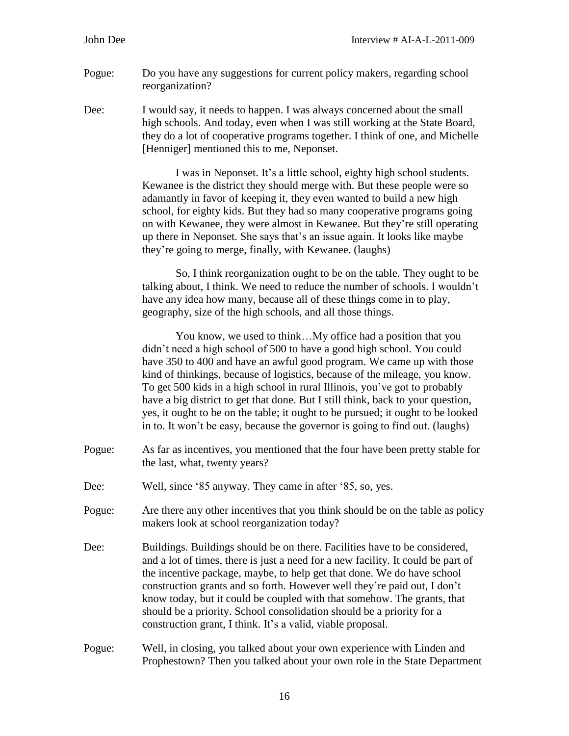Pogue: Do you have any suggestions for current policy makers, regarding school reorganization?

Dee: I would say, it needs to happen. I was always concerned about the small high schools. And today, even when I was still working at the State Board, they do a lot of cooperative programs together. I think of one, and Michelle [Henniger] mentioned this to me, Neponset.

I was in Neponset. It's a little school, eighty high school students. Kewanee is the district they should merge with. But these people were so adamantly in favor of keeping it, they even wanted to build a new high school, for eighty kids. But they had so many cooperative programs going on with Kewanee, they were almost in Kewanee. But they're still operating up there in Neponset. She says that's an issue again. It looks like maybe they're going to merge, finally, with Kewanee. (laughs)

So, I think reorganization ought to be on the table. They ought to be talking about, I think. We need to reduce the number of schools. I wouldn't have any idea how many, because all of these things come in to play, geography, size of the high schools, and all those things.

You know, we used to think…My office had a position that you didn't need a high school of 500 to have a good high school. You could have 350 to 400 and have an awful good program. We came up with those kind of thinkings, because of logistics, because of the mileage, you know. To get 500 kids in a high school in rural Illinois, you've got to probably have a big district to get that done. But I still think, back to your question, yes, it ought to be on the table; it ought to be pursued; it ought to be looked in to. It won't be easy, because the governor is going to find out. (laughs)

Pogue: As far as incentives, you mentioned that the four have been pretty stable for the last, what, twenty years?

Dee: Well, since '85 anyway. They came in after '85, so, yes.

Pogue: Are there any other incentives that you think should be on the table as policy makers look at school reorganization today?

Dee: Buildings. Buildings should be on there. Facilities have to be considered, and a lot of times, there is just a need for a new facility. It could be part of the incentive package, maybe, to help get that done. We do have school construction grants and so forth. However well they're paid out, I don't know today, but it could be coupled with that somehow. The grants, that should be a priority. School consolidation should be a priority for a construction grant, I think. It's a valid, viable proposal.

Pogue: Well, in closing, you talked about your own experience with Linden and Prophestown? Then you talked about your own role in the State Department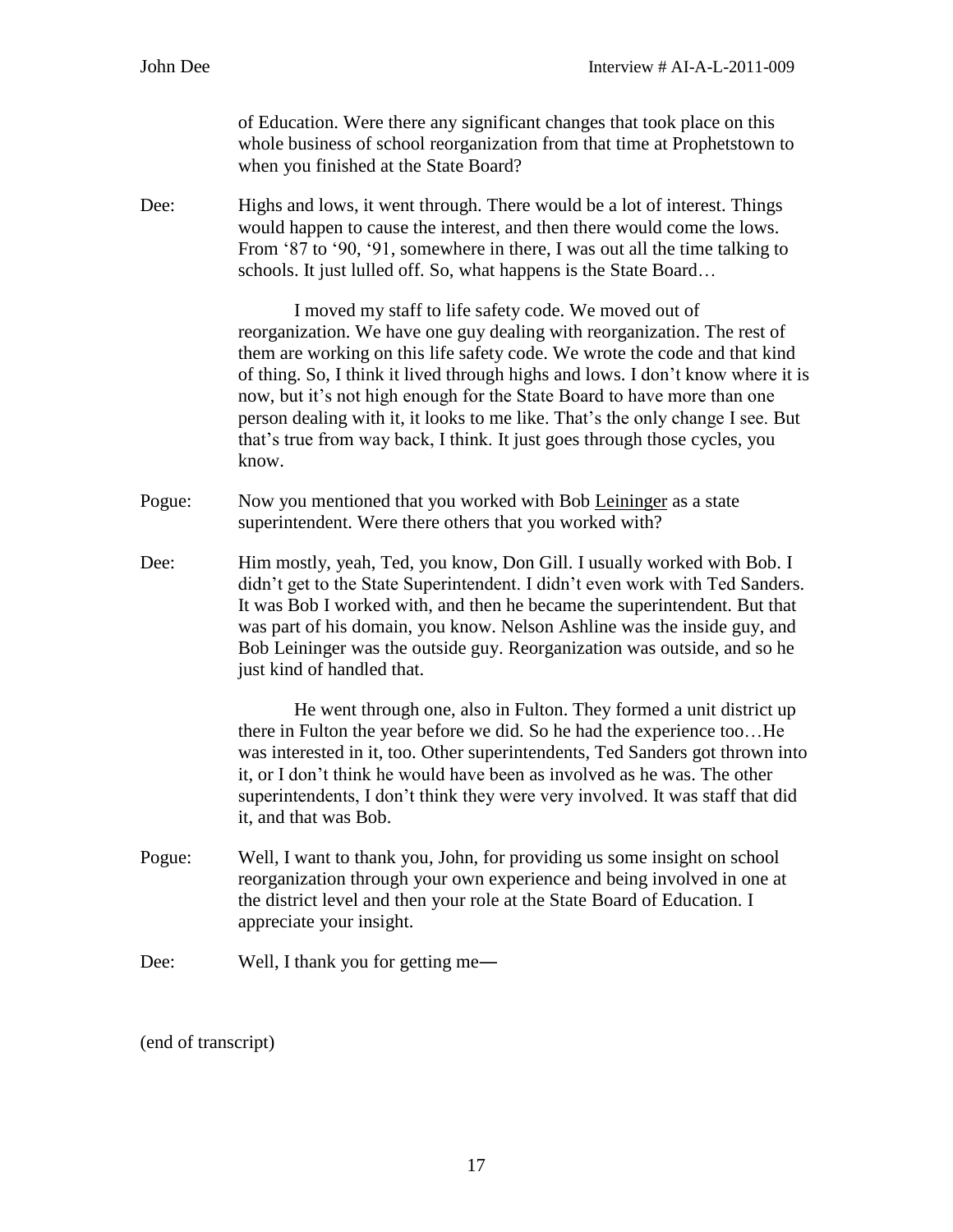of Education. Were there any significant changes that took place on this whole business of school reorganization from that time at Prophetstown to when you finished at the State Board?

Dee: Highs and lows, it went through. There would be a lot of interest. Things would happen to cause the interest, and then there would come the lows. From '87 to '90, '91, somewhere in there, I was out all the time talking to schools. It just lulled off. So, what happens is the State Board…

I moved my staff to life safety code. We moved out of reorganization. We have one guy dealing with reorganization. The rest of them are working on this life safety code. We wrote the code and that kind of thing. So, I think it lived through highs and lows. I don't know where it is now, but it's not high enough for the State Board to have more than one person dealing with it, it looks to me like. That's the only change I see. But that's true from way back, I think. It just goes through those cycles, you know.

Pogue: Now you mentioned that you worked with Bob Leininger as a state superintendent. Were there others that you worked with?

Dee: Him mostly, yeah, Ted, you know, Don Gill. I usually worked with Bob. I didn't get to the State Superintendent. I didn't even work with Ted Sanders. It was Bob I worked with, and then he became the superintendent. But that was part of his domain, you know. Nelson Ashline was the inside guy, and Bob Leininger was the outside guy. Reorganization was outside, and so he just kind of handled that.

He went through one, also in Fulton. They formed a unit district up there in Fulton the year before we did. So he had the experience too…He was interested in it, too. Other superintendents, Ted Sanders got thrown into it, or I don't think he would have been as involved as he was. The other superintendents, I don't think they were very involved. It was staff that did it, and that was Bob.

Pogue: Well, I want to thank you, John, for providing us some insight on school reorganization through your own experience and being involved in one at the district level and then your role at the State Board of Education. I appreciate your insight.

Dee: Well, I thank you for getting me—

(end of transcript)